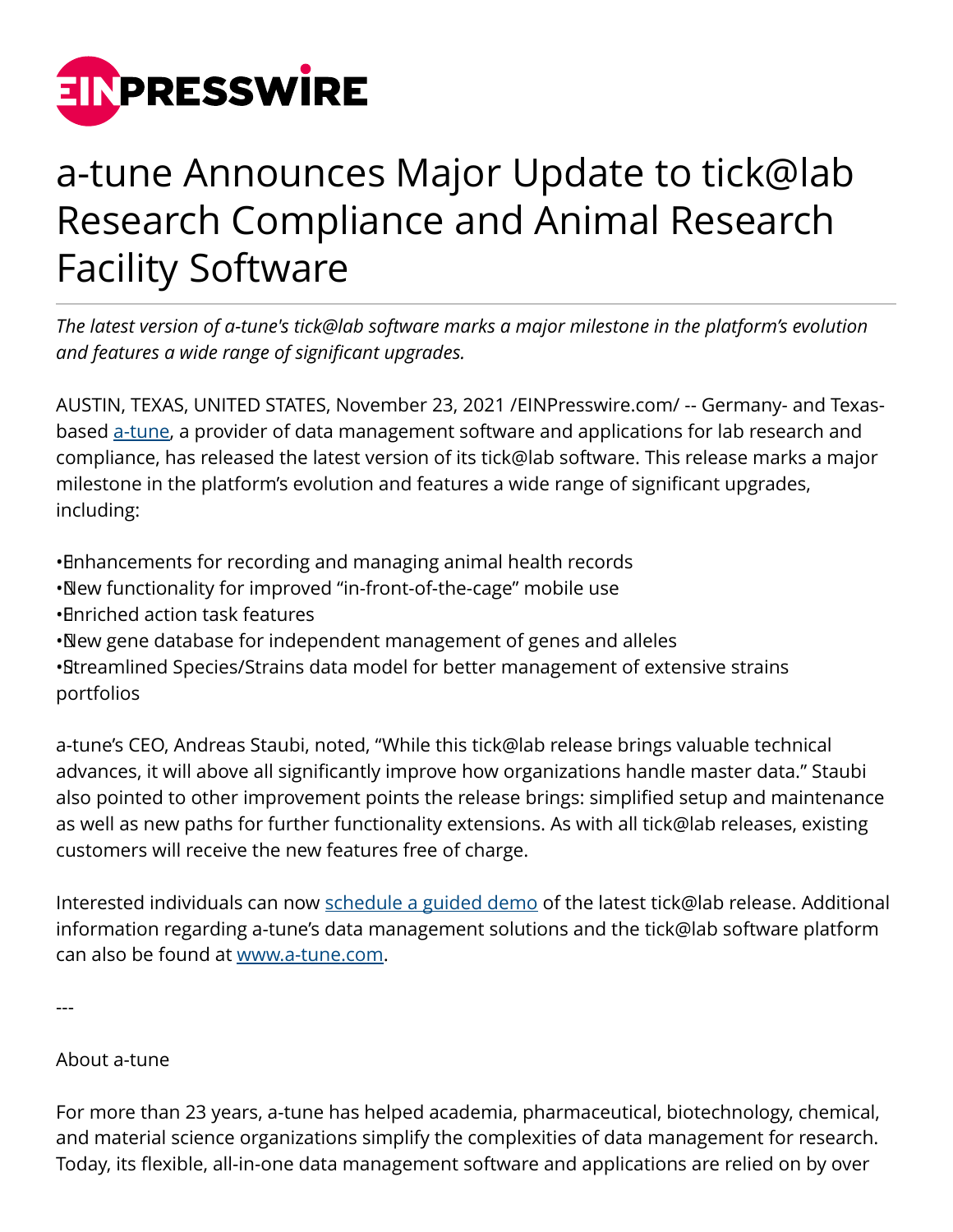# a-tune Announces Major Update to tick@lab Research Compliance and Animal Research Facility Software

*The latest version of a-tune's tick@lab software marks a major milestone in the platform's evolution and features a wide range of significant upgrades.*

AUSTIN, TEXAS, UNITED STATES, November 23, 2021 /EINPresswire.com/ -- Germany- and Texas-based a-tune, a provider of data management software and applications for lab research and compliance, has released the latest version of its tick@lab software. This release marks a major milestone in the platform's evolution and features a wide range of significant upgrades, including:

- Enhancements for recording and managing animal health records
- New functionality for improved "in-front-of-the-cage" mobile use
- Enriched action task features
- New gene database for independent management of genes and alleles
- Streamlined Species/Strains data model for better management of extensive strains portfolios

a-tune's CEO, Andreas Staubi, noted, "While this tick@lab release brings valuable technical advances, it will above all significantly improve how organizations handle master data." Staubi also pointed to other improvement points the release brings: simplified setup and maintenance as well as new paths for further functionality extensions. As with all tick@lab releases, existing customers will receive the new features free of charge.

Interested individuals can now schedule a guided demo of the latest tick@lab release. Additional information regarding a-tune's data management solutions and the tick@lab software platform can also be found at www.a-tune.com.

---

About a-tune

For more than 23 years, a-tune has helped academia, pharmaceutical, biotechnology, chemical, and material science organizations simplify the complexities of data management for research. Today, its flexible, all-in-one data management software and applications are relied on by over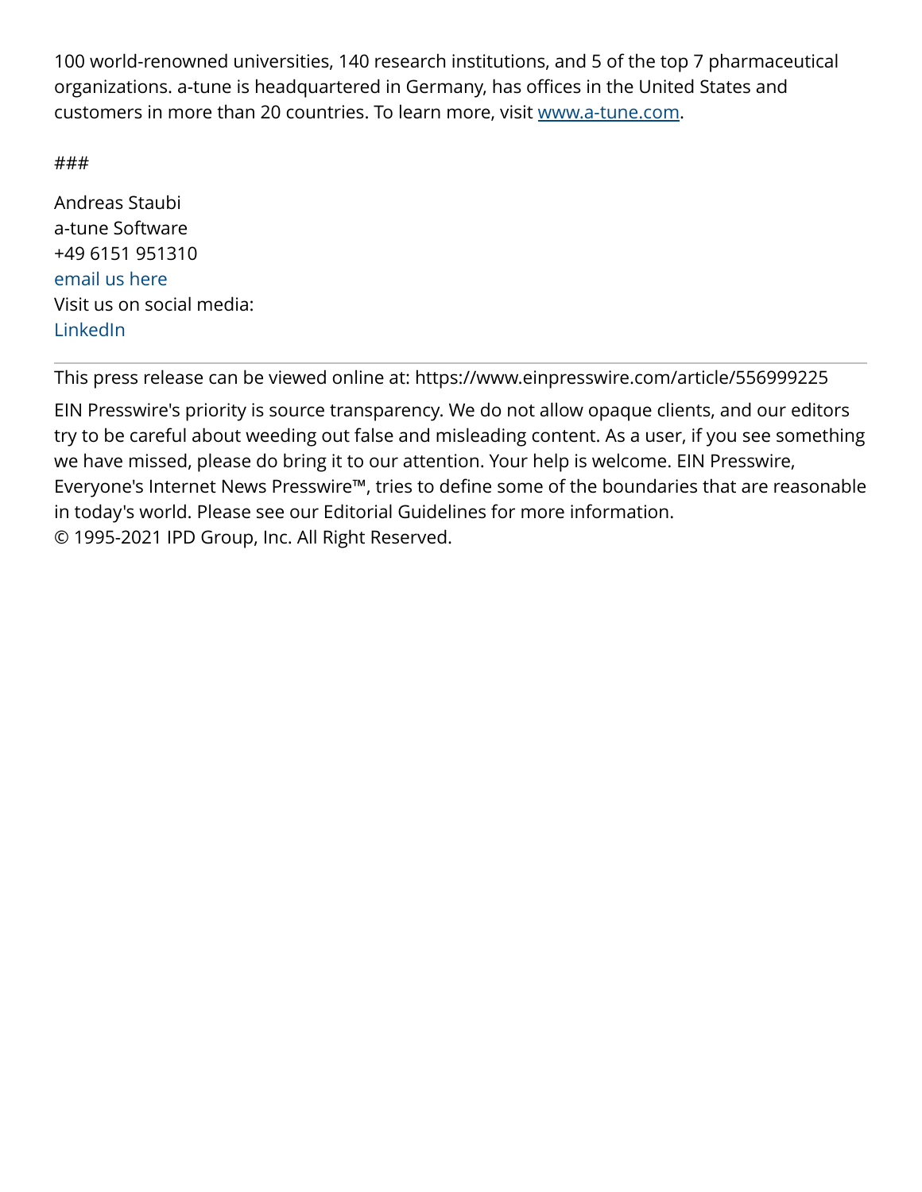100 world-renowned universities, 140 research institutions, and 5 of the top 7 pharmaceutical organizations. a-tune is headquartered in Germany, has offices in the United States and customers in more than 20 countries. To learn more, visit [www.a-tune.com](www.a-tune.com).

###

Andreas Staubi
a-tune Software
+49 6151 951310
email us here
Visit us on social media:
LinkedIn

---

This press release can be viewed online at: https://www.einpresswire.com/article/556999225

EIN Presswire's priority is source transparency. We do not allow opaque clients, and our editors try to be careful about weeding out false and misleading content. As a user, if you see something we have missed, please do bring it to our attention. Your help is welcome. EIN Presswire, Everyone's Internet News Presswire™, tries to define some of the boundaries that are reasonable in today's world. Please see our Editorial Guidelines for more information.
© 1995-2021 IPD Group, Inc. All Right Reserved.